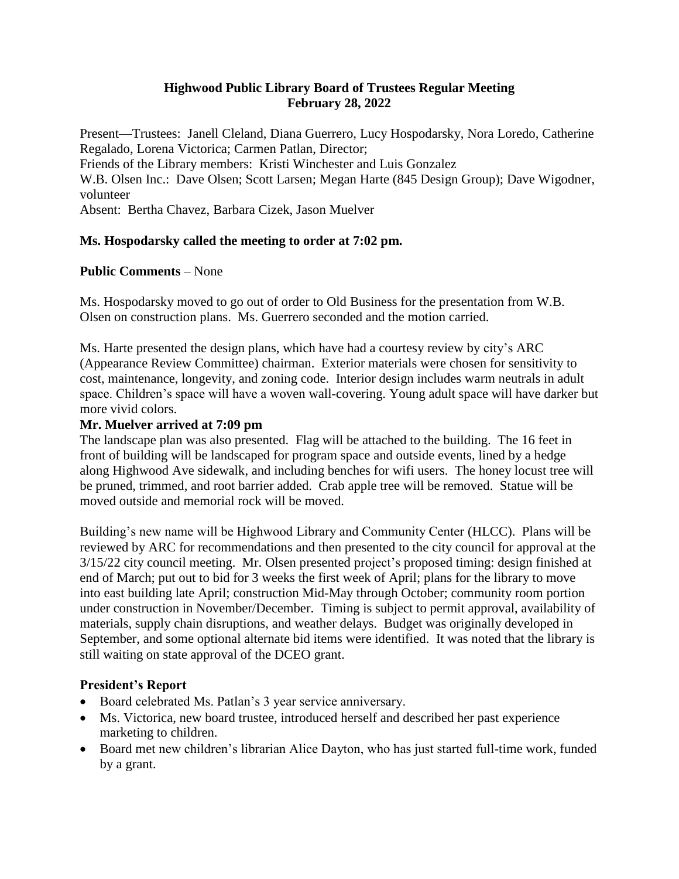# Highwood Public Library Board of Trustees Regular Meeting
## February 28, 2022

Present—Trustees: Janell Cleland, Diana Guerrero, Lucy Hospodarsky, Nora Loredo, Catherine Regalado, Lorena Victorica; Carmen Patlan, Director;
Friends of the Library members: Kristi Winchester and Luis Gonzalez
W.B. Olsen Inc.: Dave Olsen; Scott Larsen; Megan Harte (845 Design Group); Dave Wigodner, volunteer
Absent: Bertha Chavez, Barbara Cizek, Jason Muelver

**Ms. Hospodarsky called the meeting to order at 7:02 pm.**

**Public Comments** – None

Ms. Hospodarsky moved to go out of order to Old Business for the presentation from W.B. Olsen on construction plans. Ms. Guerrero seconded and the motion carried.

Ms. Harte presented the design plans, which have had a courtesy review by city's ARC (Appearance Review Committee) chairman. Exterior materials were chosen for sensitivity to cost, maintenance, longevity, and zoning code. Interior design includes warm neutrals in adult space. Children's space will have a woven wall-covering. Young adult space will have darker but more vivid colors.

**Mr. Muelver arrived at 7:09 pm**

The landscape plan was also presented. Flag will be attached to the building. The 16 feet in front of building will be landscaped for program space and outside events, lined by a hedge along Highwood Ave sidewalk, and including benches for wifi users. The honey locust tree will be pruned, trimmed, and root barrier added. Crab apple tree will be removed. Statue will be moved outside and memorial rock will be moved.

Building's new name will be Highwood Library and Community Center (HLCC). Plans will be reviewed by ARC for recommendations and then presented to the city council for approval at the 3/15/22 city council meeting. Mr. Olsen presented project's proposed timing: design finished at end of March; put out to bid for 3 weeks the first week of April; plans for the library to move into east building late April; construction Mid-May through October; community room portion under construction in November/December. Timing is subject to permit approval, availability of materials, supply chain disruptions, and weather delays. Budget was originally developed in September, and some optional alternate bid items were identified. It was noted that the library is still waiting on state approval of the DCEO grant.

### President's Report

- Board celebrated Ms. Patlan's 3 year service anniversary.
- Ms. Victorica, new board trustee, introduced herself and described her past experience marketing to children.
- Board met new children's librarian Alice Dayton, who has just started full-time work, funded by a grant.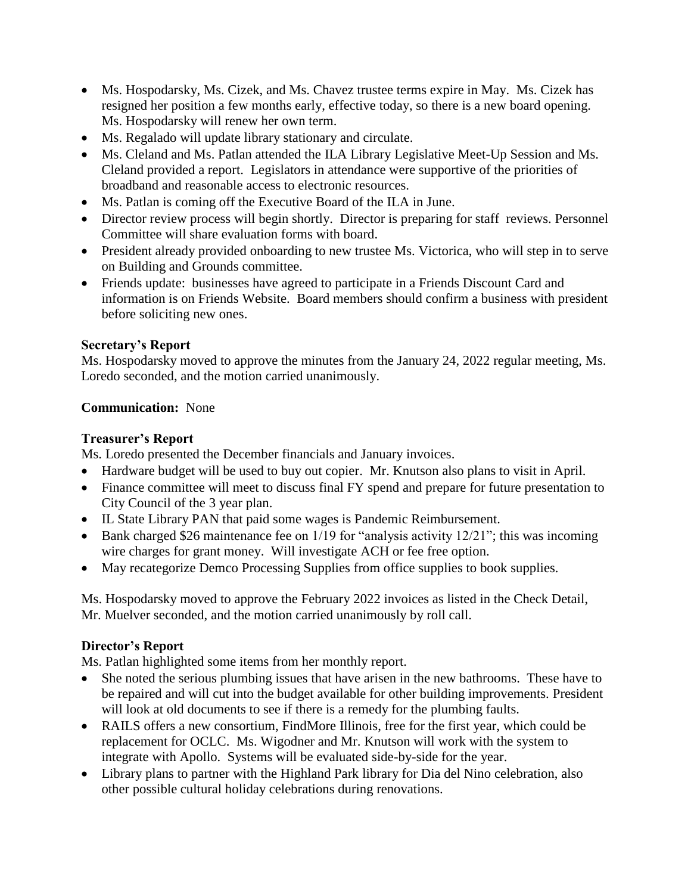- Ms. Hospodarsky, Ms. Cizek, and Ms. Chavez trustee terms expire in May. Ms. Cizek has resigned her position a few months early, effective today, so there is a new board opening. Ms. Hospodarsky will renew her own term.
- Ms. Regalado will update library stationary and circulate.
- Ms. Cleland and Ms. Patlan attended the ILA Library Legislative Meet-Up Session and Ms. Cleland provided a report. Legislators in attendance were supportive of the priorities of broadband and reasonable access to electronic resources.
- Ms. Patlan is coming off the Executive Board of the ILA in June.
- Director review process will begin shortly. Director is preparing for staff reviews. Personnel Committee will share evaluation forms with board.
- President already provided onboarding to new trustee Ms. Victorica, who will step in to serve on Building and Grounds committee.
- Friends update: businesses have agreed to participate in a Friends Discount Card and information is on Friends Website. Board members should confirm a business with president before soliciting new ones.

**Secretary's Report**

Ms. Hospodarsky moved to approve the minutes from the January 24, 2022 regular meeting, Ms. Loredo seconded, and the motion carried unanimously.

**Communication:** None

**Treasurer's Report**

Ms. Loredo presented the December financials and January invoices.

- Hardware budget will be used to buy out copier. Mr. Knutson also plans to visit in April.
- Finance committee will meet to discuss final FY spend and prepare for future presentation to City Council of the 3 year plan.
- IL State Library PAN that paid some wages is Pandemic Reimbursement.
- Bank charged $26 maintenance fee on 1/19 for "analysis activity 12/21"; this was incoming wire charges for grant money. Will investigate ACH or fee free option.
- May recategorize Demco Processing Supplies from office supplies to book supplies.

Ms. Hospodarsky moved to approve the February 2022 invoices as listed in the Check Detail, Mr. Muelver seconded, and the motion carried unanimously by roll call.

**Director's Report**

Ms. Patlan highlighted some items from her monthly report.

- She noted the serious plumbing issues that have arisen in the new bathrooms. These have to be repaired and will cut into the budget available for other building improvements. President will look at old documents to see if there is a remedy for the plumbing faults.
- RAILS offers a new consortium, FindMore Illinois, free for the first year, which could be replacement for OCLC. Ms. Wigodner and Mr. Knutson will work with the system to integrate with Apollo. Systems will be evaluated side-by-side for the year.
- Library plans to partner with the Highland Park library for Dia del Nino celebration, also other possible cultural holiday celebrations during renovations.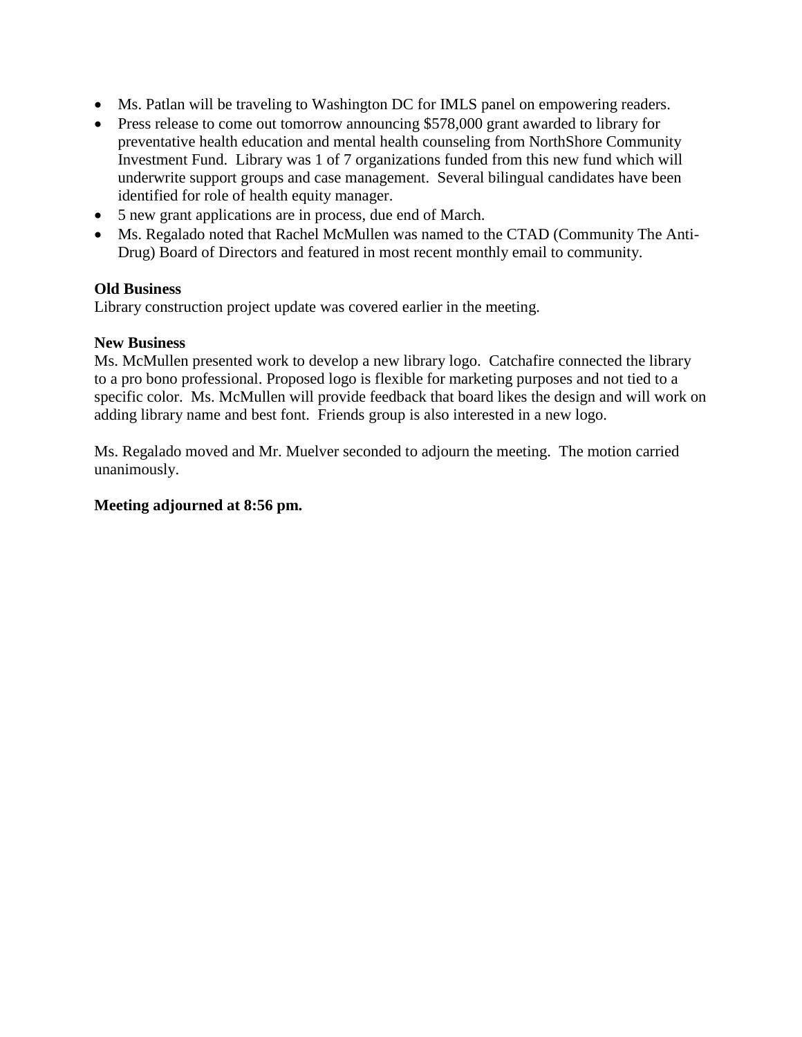- Ms. Patlan will be traveling to Washington DC for IMLS panel on empowering readers.
- Press release to come out tomorrow announcing $578,000 grant awarded to library for preventative health education and mental health counseling from NorthShore Community Investment Fund. Library was 1 of 7 organizations funded from this new fund which will underwrite support groups and case management. Several bilingual candidates have been identified for role of health equity manager.
- 5 new grant applications are in process, due end of March.
- Ms. Regalado noted that Rachel McMullen was named to the CTAD (Community The Anti-Drug) Board of Directors and featured in most recent monthly email to community.

**Old Business**
Library construction project update was covered earlier in the meeting.

**New Business**
Ms. McMullen presented work to develop a new library logo. Catchafire connected the library to a pro bono professional. Proposed logo is flexible for marketing purposes and not tied to a specific color. Ms. McMullen will provide feedback that board likes the design and will work on adding library name and best font. Friends group is also interested in a new logo.

Ms. Regalado moved and Mr. Muelver seconded to adjourn the meeting. The motion carried unanimously.

**Meeting adjourned at 8:56 pm.**